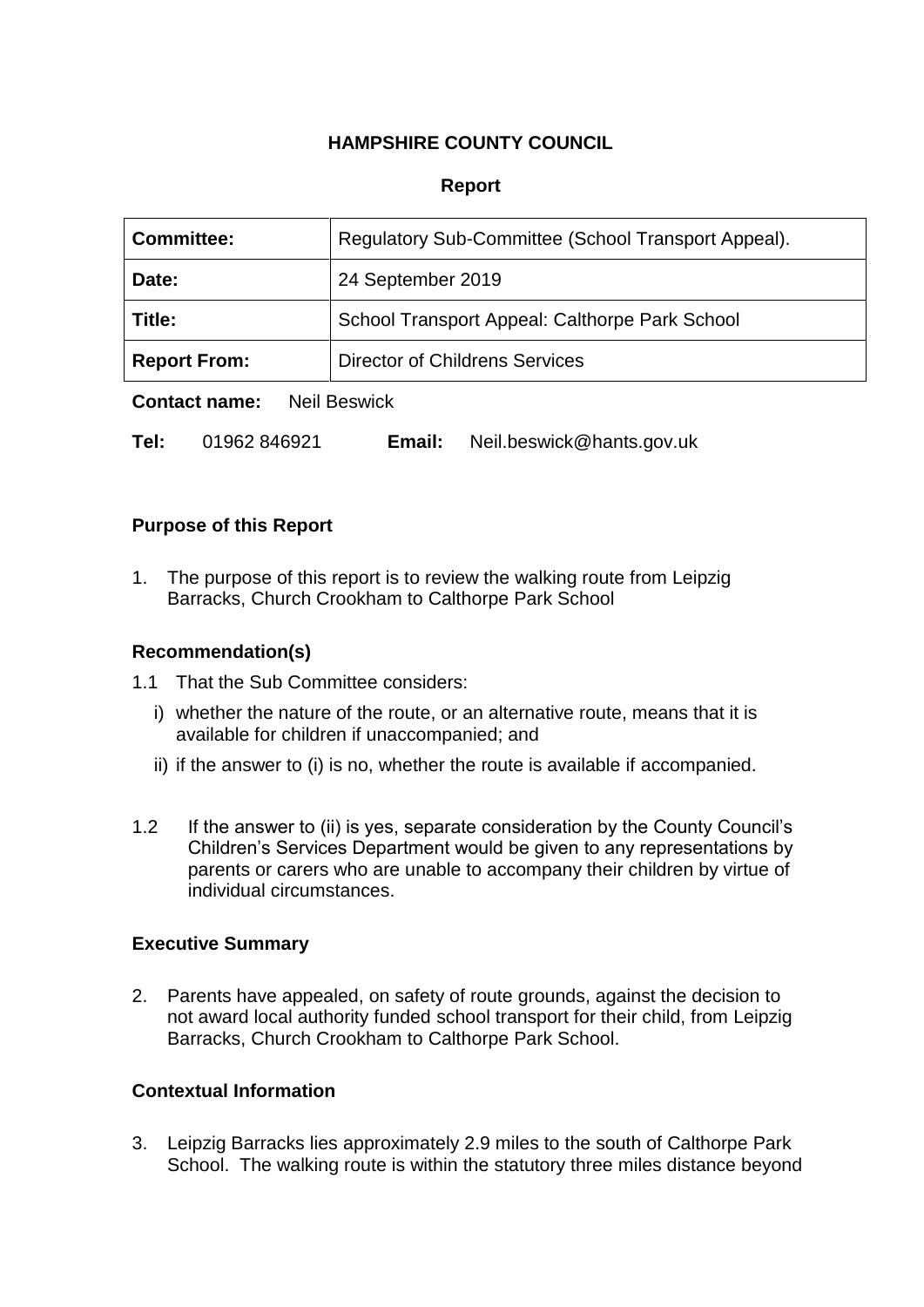**HAMPSHIRE COUNTY COUNCIL**

**Report**

| **Committee:** | Regulatory Sub-Committee (School Transport Appeal). |
| --- | --- |
| **Date:** | 24 September 2019 |
| **Title:** | School Transport Appeal: Calthorpe Park School |
| **Report From:** | Director of Childrens Services |

**Contact name:** Neil Beswick

**Tel:** 01962 846921 **Email:** Neil.beswick@hants.gov.uk

## Purpose of this Report

1. The purpose of this report is to review the walking route from Leipzig Barracks, Church Crookham to Calthorpe Park School

## Recommendation(s)

1.1 That the Sub Committee considers:

   i) whether the nature of the route, or an alternative route, means that it is available for children if unaccompanied; and

   ii) if the answer to (i) is no, whether the route is available if accompanied.

1.2 If the answer to (ii) is yes, separate consideration by the County Council's Children's Services Department would be given to any representations by parents or carers who are unable to accompany their children by virtue of individual circumstances.

## Executive Summary

2. Parents have appealed, on safety of route grounds, against the decision to not award local authority funded school transport for their child, from Leipzig Barracks, Church Crookham to Calthorpe Park School.

## Contextual Information

3. Leipzig Barracks lies approximately 2.9 miles to the south of Calthorpe Park School. The walking route is within the statutory three miles distance beyond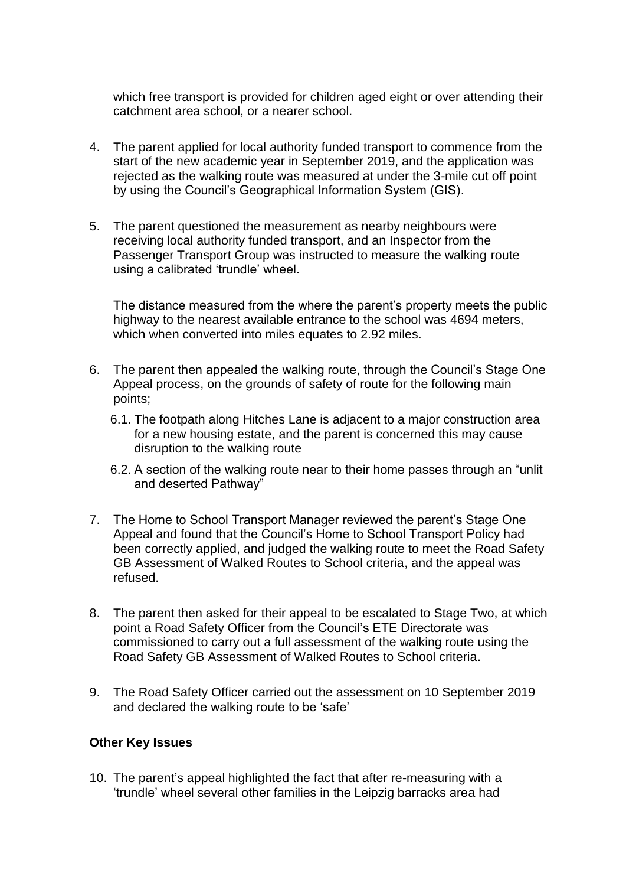which free transport is provided for children aged eight or over attending their catchment area school, or a nearer school.

4. The parent applied for local authority funded transport to commence from the start of the new academic year in September 2019, and the application was rejected as the walking route was measured at under the 3-mile cut off point by using the Council's Geographical Information System (GIS).

5. The parent questioned the measurement as nearby neighbours were receiving local authority funded transport, and an Inspector from the Passenger Transport Group was instructed to measure the walking route using a calibrated 'trundle' wheel.

   The distance measured from the where the parent's property meets the public highway to the nearest available entrance to the school was 4694 meters, which when converted into miles equates to 2.92 miles.

6. The parent then appealed the walking route, through the Council's Stage One Appeal process, on the grounds of safety of route for the following main points;

   6.1. The footpath along Hitches Lane is adjacent to a major construction area for a new housing estate, and the parent is concerned this may cause disruption to the walking route

   6.2. A section of the walking route near to their home passes through an "unlit and deserted Pathway"

7. The Home to School Transport Manager reviewed the parent's Stage One Appeal and found that the Council's Home to School Transport Policy had been correctly applied, and judged the walking route to meet the Road Safety GB Assessment of Walked Routes to School criteria, and the appeal was refused.

8. The parent then asked for their appeal to be escalated to Stage Two, at which point a Road Safety Officer from the Council's ETE Directorate was commissioned to carry out a full assessment of the walking route using the Road Safety GB Assessment of Walked Routes to School criteria.

9. The Road Safety Officer carried out the assessment on 10 September 2019 and declared the walking route to be 'safe'

**Other Key Issues**

10. The parent's appeal highlighted the fact that after re-measuring with a 'trundle' wheel several other families in the Leipzig barracks area had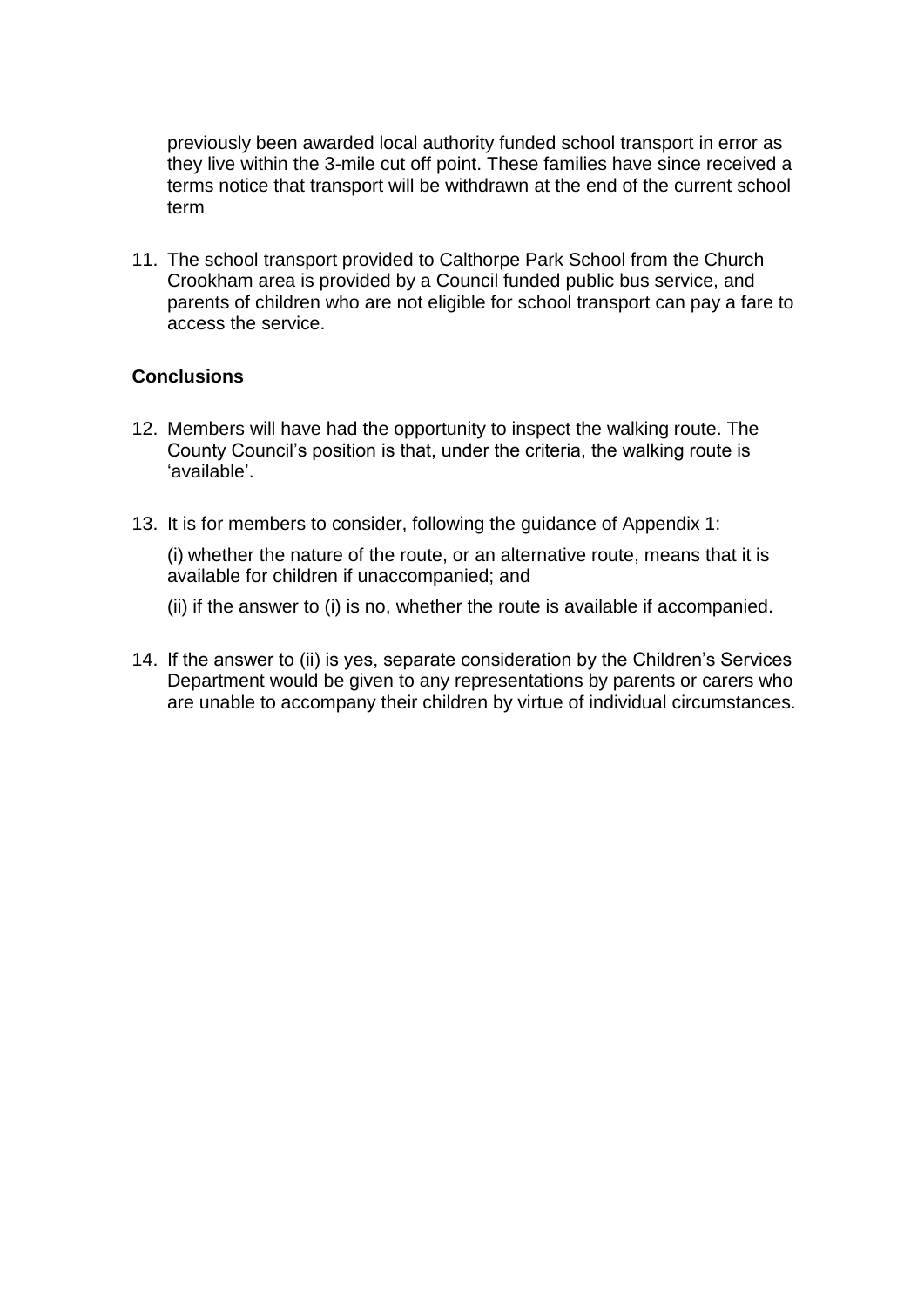previously been awarded local authority funded school transport in error as they live within the 3-mile cut off point. These families have since received a terms notice that transport will be withdrawn at the end of the current school term

11. The school transport provided to Calthorpe Park School from the Church Crookham area is provided by a Council funded public bus service, and parents of children who are not eligible for school transport can pay a fare to access the service.

**Conclusions**

12. Members will have had the opportunity to inspect the walking route. The County Council's position is that, under the criteria, the walking route is 'available'.

13. It is for members to consider, following the guidance of Appendix 1:

    (i) whether the nature of the route, or an alternative route, means that it is available for children if unaccompanied; and

    (ii) if the answer to (i) is no, whether the route is available if accompanied.

14. If the answer to (ii) is yes, separate consideration by the Children's Services Department would be given to any representations by parents or carers who are unable to accompany their children by virtue of individual circumstances.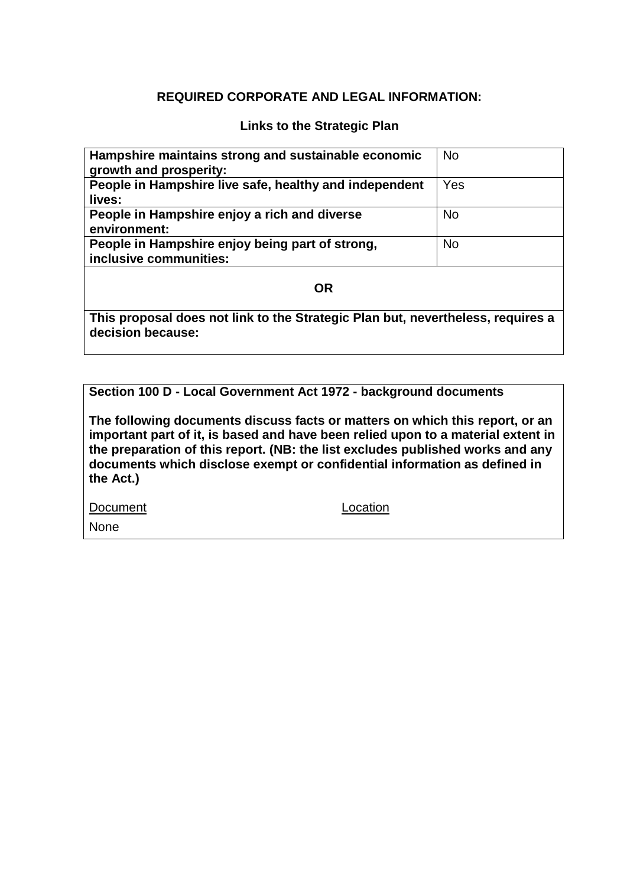**REQUIRED CORPORATE AND LEGAL INFORMATION:**

**Links to the Strategic Plan**

| | |
|---|---|
| **Hampshire maintains strong and sustainable economic growth and prosperity:** | No |
| **People in Hampshire live safe, healthy and independent lives:** | Yes |
| **People in Hampshire enjoy a rich and diverse environment:** | No |
| **People in Hampshire enjoy being part of strong, inclusive communities:** | No |
| **OR** | |
| **This proposal does not link to the Strategic Plan but, nevertheless, requires a decision because:** | |

**Section 100 D - Local Government Act 1972 - background documents**

**The following documents discuss facts or matters on which this report, or an important part of it, is based and have been relied upon to a material extent in the preparation of this report. (NB: the list excludes published works and any documents which disclose exempt or confidential information as defined in the Act.)**

| Document | Location |
|---|---|
| None | |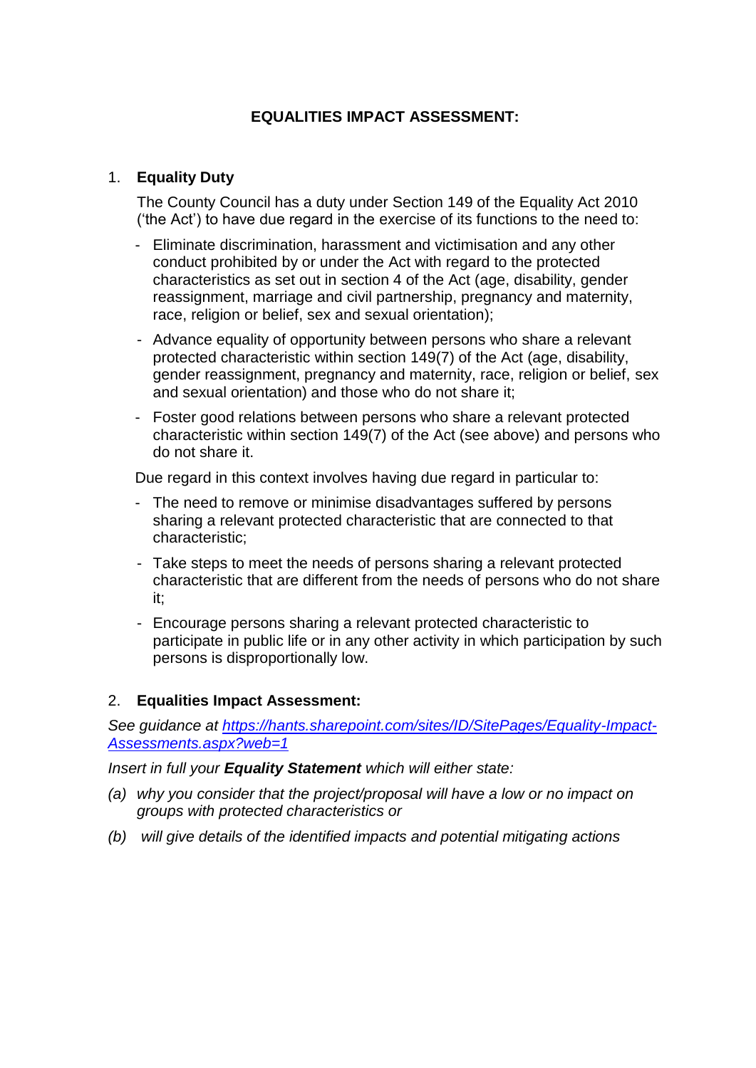**EQUALITIES IMPACT ASSESSMENT:**

1. **Equality Duty**

   The County Council has a duty under Section 149 of the Equality Act 2010 ('the Act') to have due regard in the exercise of its functions to the need to:

   - Eliminate discrimination, harassment and victimisation and any other conduct prohibited by or under the Act with regard to the protected characteristics as set out in section 4 of the Act (age, disability, gender reassignment, marriage and civil partnership, pregnancy and maternity, race, religion or belief, sex and sexual orientation);
   - Advance equality of opportunity between persons who share a relevant protected characteristic within section 149(7) of the Act (age, disability, gender reassignment, pregnancy and maternity, race, religion or belief, sex and sexual orientation) and those who do not share it;
   - Foster good relations between persons who share a relevant protected characteristic within section 149(7) of the Act (see above) and persons who do not share it.

   Due regard in this context involves having due regard in particular to:

   - The need to remove or minimise disadvantages suffered by persons sharing a relevant protected characteristic that are connected to that characteristic;
   - Take steps to meet the needs of persons sharing a relevant protected characteristic that are different from the needs of persons who do not share it;
   - Encourage persons sharing a relevant protected characteristic to participate in public life or in any other activity in which participation by such persons is disproportionally low.

2. **Equalities Impact Assessment:**

*See guidance at [https://hants.sharepoint.com/sites/ID/SitePages/Equality-Impact-Assessments.aspx?web=1](https://hants.sharepoint.com/sites/ID/SitePages/Equality-Impact-Assessments.aspx?web=1)*

*Insert in full your **Equality Statement** which will either state:*

*(a) why you consider that the project/proposal will have a low or no impact on groups with protected characteristics or*

*(b) will give details of the identified impacts and potential mitigating actions*